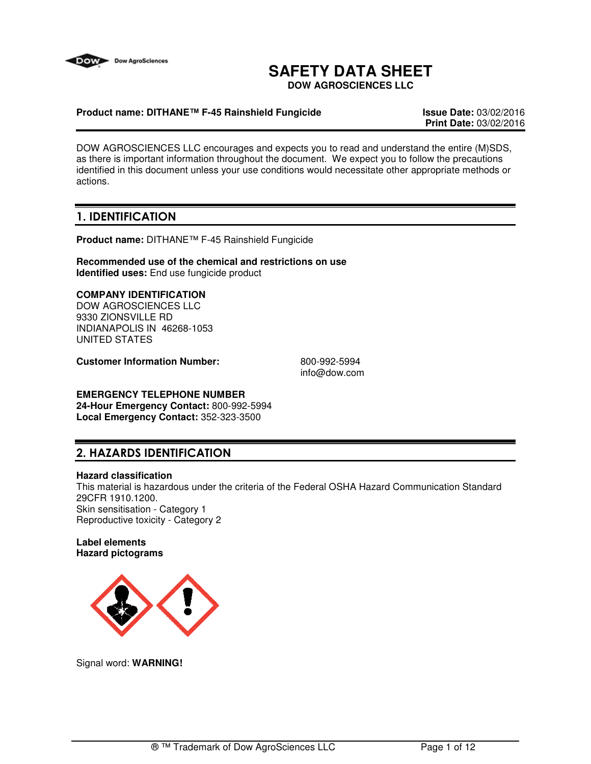Dow AgroSciences

# SAFETY DATA SHEET

**DOW AGROSCIENCES LLC**

**Product name: DITHANE™ F-45 Rainshield Fungicide**

**Issue Date:** 03/02/2016
**Print Date:** 03/02/2016

DOW AGROSCIENCES LLC encourages and expects you to read and understand the entire (M)SDS, as there is important information throughout the document. We expect you to follow the precautions identified in this document unless your use conditions would necessitate other appropriate methods or actions.

## 1. IDENTIFICATION

**Product name:** DITHANE™ F-45 Rainshield Fungicide

**Recommended use of the chemical and restrictions on use**
**Identified uses:** End use fungicide product

**COMPANY IDENTIFICATION**
DOW AGROSCIENCES LLC
9330 ZIONSVILLE RD
INDIANAPOLIS IN 46268-1053
UNITED STATES

**Customer Information Number:** 800-992-5994
info@dow.com

**EMERGENCY TELEPHONE NUMBER**
**24-Hour Emergency Contact:** 800-992-5994
**Local Emergency Contact:** 352-323-3500

## 2. HAZARDS IDENTIFICATION

**Hazard classification**
This material is hazardous under the criteria of the Federal OSHA Hazard Communication Standard 29CFR 1910.1200.
Skin sensitisation - Category 1
Reproductive toxicity - Category 2

**Label elements**
**Hazard pictograms**

Signal word: **WARNING!**

® ™ Trademark of Dow AgroSciences LLC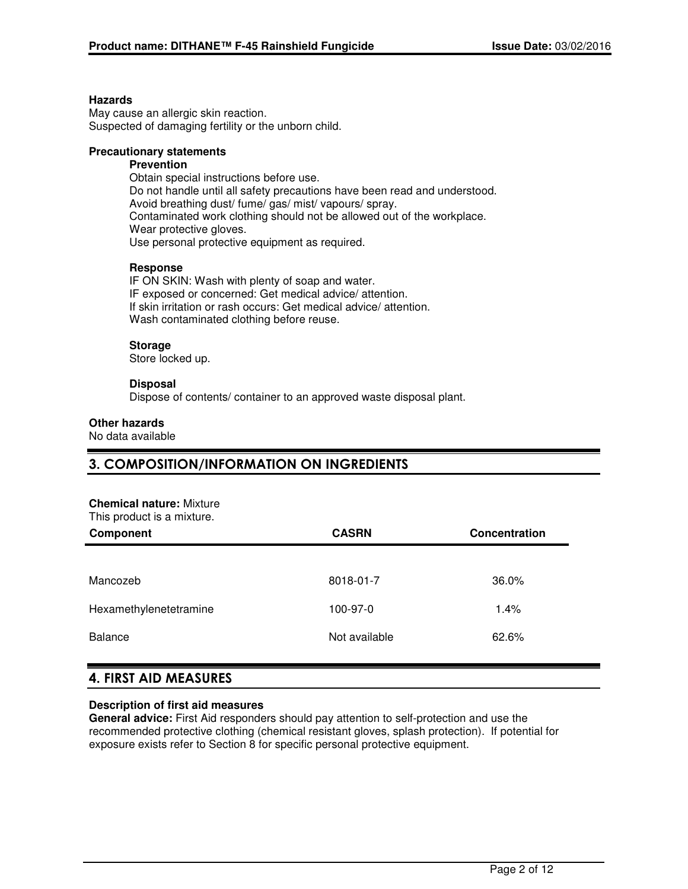**Hazards**

May cause an allergic skin reaction.
Suspected of damaging fertility or the unborn child.

**Precautionary statements**

**Prevention**

Obtain special instructions before use.
Do not handle until all safety precautions have been read and understood.
Avoid breathing dust/ fume/ gas/ mist/ vapours/ spray.
Contaminated work clothing should not be allowed out of the workplace.
Wear protective gloves.
Use personal protective equipment as required.

**Response**

IF ON SKIN: Wash with plenty of soap and water.
IF exposed or concerned: Get medical advice/ attention.
If skin irritation or rash occurs: Get medical advice/ attention.
Wash contaminated clothing before reuse.

**Storage**

Store locked up.

**Disposal**

Dispose of contents/ container to an approved waste disposal plant.

**Other hazards**

No data available

## 3. COMPOSITION/INFORMATION ON INGREDIENTS

**Chemical nature:** Mixture
This product is a mixture.

| Component | CASRN | Concentration |
|---|---|---|
| Mancozeb | 8018-01-7 | 36.0% |
| Hexamethylenetetramine | 100-97-0 | 1.4% |
| Balance | Not available | 62.6% |

## 4. FIRST AID MEASURES

**Description of first aid measures**

**General advice:** First Aid responders should pay attention to self-protection and use the recommended protective clothing (chemical resistant gloves, splash protection). If potential for exposure exists refer to Section 8 for specific personal protective equipment.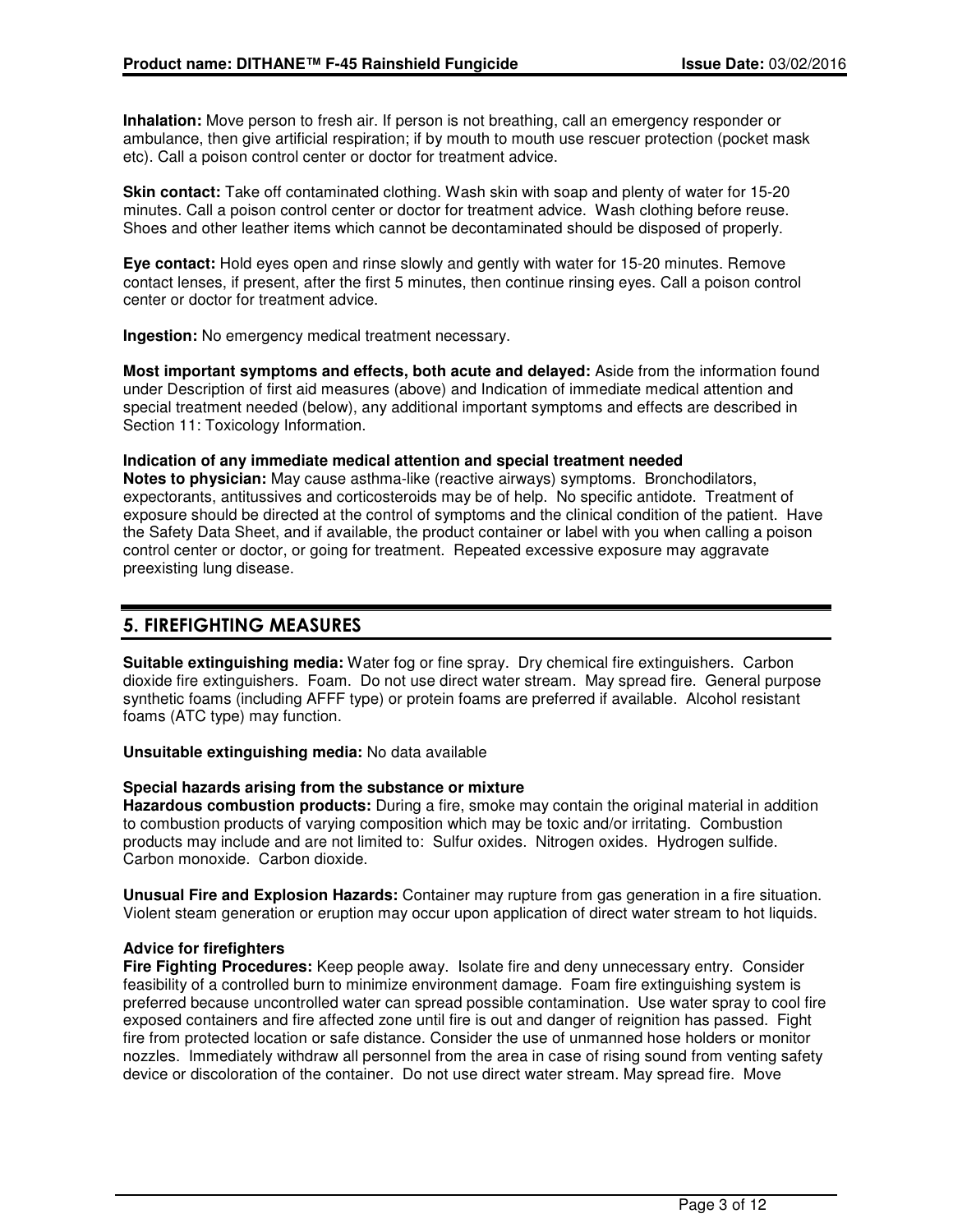**Inhalation:** Move person to fresh air. If person is not breathing, call an emergency responder or ambulance, then give artificial respiration; if by mouth to mouth use rescuer protection (pocket mask etc). Call a poison control center or doctor for treatment advice.

**Skin contact:** Take off contaminated clothing. Wash skin with soap and plenty of water for 15-20 minutes. Call a poison control center or doctor for treatment advice. Wash clothing before reuse. Shoes and other leather items which cannot be decontaminated should be disposed of properly.

**Eye contact:** Hold eyes open and rinse slowly and gently with water for 15-20 minutes. Remove contact lenses, if present, after the first 5 minutes, then continue rinsing eyes. Call a poison control center or doctor for treatment advice.

**Ingestion:** No emergency medical treatment necessary.

**Most important symptoms and effects, both acute and delayed:** Aside from the information found under Description of first aid measures (above) and Indication of immediate medical attention and special treatment needed (below), any additional important symptoms and effects are described in Section 11: Toxicology Information.

**Indication of any immediate medical attention and special treatment needed**

**Notes to physician:** May cause asthma-like (reactive airways) symptoms. Bronchodilators, expectorants, antitussives and corticosteroids may be of help. No specific antidote. Treatment of exposure should be directed at the control of symptoms and the clinical condition of the patient. Have the Safety Data Sheet, and if available, the product container or label with you when calling a poison control center or doctor, or going for treatment. Repeated excessive exposure may aggravate preexisting lung disease.

## 5. FIREFIGHTING MEASURES

**Suitable extinguishing media:** Water fog or fine spray. Dry chemical fire extinguishers. Carbon dioxide fire extinguishers. Foam. Do not use direct water stream. May spread fire. General purpose synthetic foams (including AFFF type) or protein foams are preferred if available. Alcohol resistant foams (ATC type) may function.

**Unsuitable extinguishing media:** No data available

**Special hazards arising from the substance or mixture**

**Hazardous combustion products:** During a fire, smoke may contain the original material in addition to combustion products of varying composition which may be toxic and/or irritating. Combustion products may include and are not limited to: Sulfur oxides. Nitrogen oxides. Hydrogen sulfide. Carbon monoxide. Carbon dioxide.

**Unusual Fire and Explosion Hazards:** Container may rupture from gas generation in a fire situation. Violent steam generation or eruption may occur upon application of direct water stream to hot liquids.

**Advice for firefighters**

**Fire Fighting Procedures:** Keep people away. Isolate fire and deny unnecessary entry. Consider feasibility of a controlled burn to minimize environment damage. Foam fire extinguishing system is preferred because uncontrolled water can spread possible contamination. Use water spray to cool fire exposed containers and fire affected zone until fire is out and danger of reignition has passed. Fight fire from protected location or safe distance. Consider the use of unmanned hose holders or monitor nozzles. Immediately withdraw all personnel from the area in case of rising sound from venting safety device or discoloration of the container. Do not use direct water stream. May spread fire. Move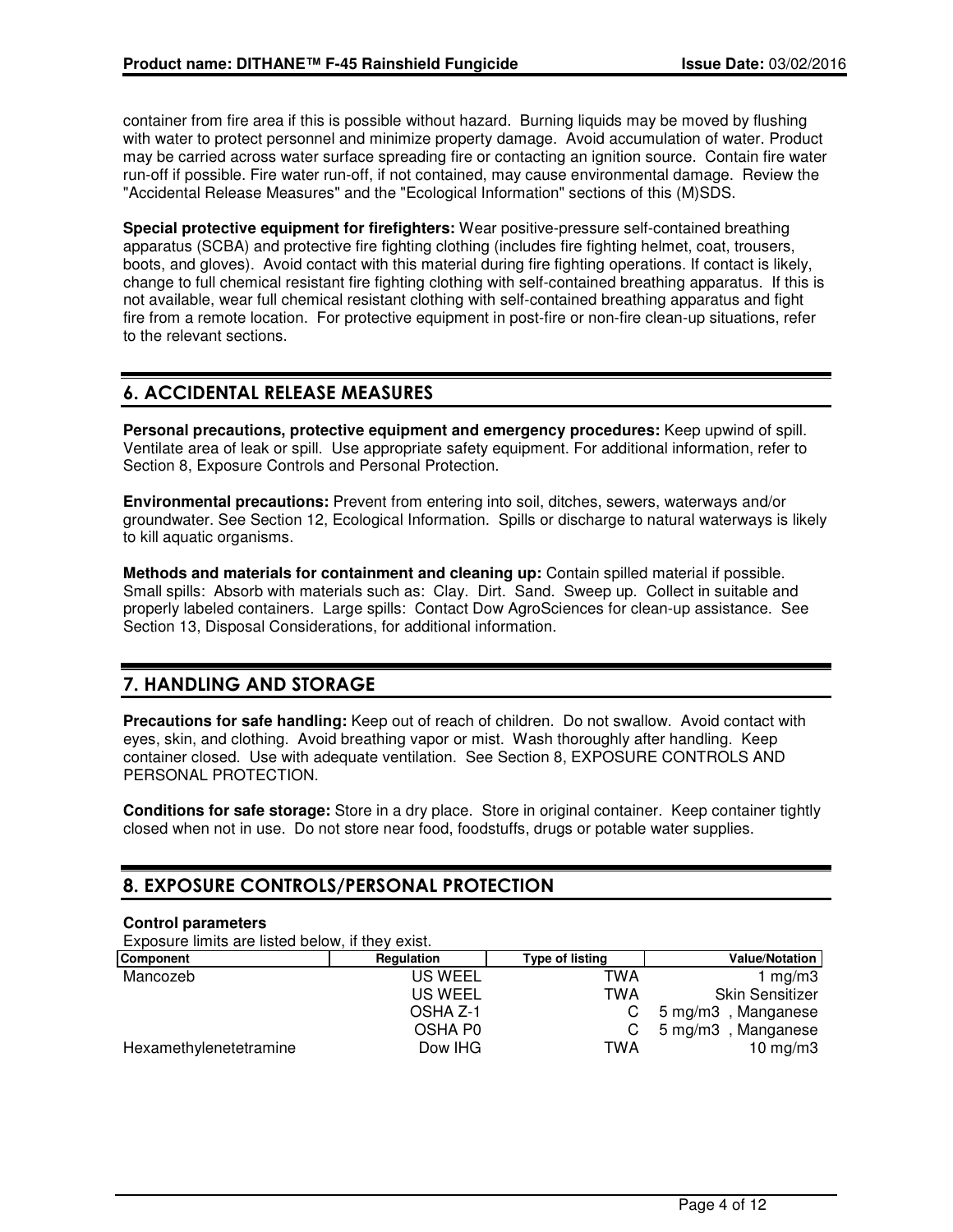container from fire area if this is possible without hazard. Burning liquids may be moved by flushing with water to protect personnel and minimize property damage. Avoid accumulation of water. Product may be carried across water surface spreading fire or contacting an ignition source. Contain fire water run-off if possible. Fire water run-off, if not contained, may cause environmental damage. Review the "Accidental Release Measures" and the "Ecological Information" sections of this (M)SDS.

**Special protective equipment for firefighters:** Wear positive-pressure self-contained breathing apparatus (SCBA) and protective fire fighting clothing (includes fire fighting helmet, coat, trousers, boots, and gloves). Avoid contact with this material during fire fighting operations. If contact is likely, change to full chemical resistant fire fighting clothing with self-contained breathing apparatus. If this is not available, wear full chemical resistant clothing with self-contained breathing apparatus and fight fire from a remote location. For protective equipment in post-fire or non-fire clean-up situations, refer to the relevant sections.

## 6. ACCIDENTAL RELEASE MEASURES

**Personal precautions, protective equipment and emergency procedures:** Keep upwind of spill. Ventilate area of leak or spill. Use appropriate safety equipment. For additional information, refer to Section 8, Exposure Controls and Personal Protection.

**Environmental precautions:** Prevent from entering into soil, ditches, sewers, waterways and/or groundwater. See Section 12, Ecological Information. Spills or discharge to natural waterways is likely to kill aquatic organisms.

**Methods and materials for containment and cleaning up:** Contain spilled material if possible. Small spills: Absorb with materials such as: Clay. Dirt. Sand. Sweep up. Collect in suitable and properly labeled containers. Large spills: Contact Dow AgroSciences for clean-up assistance. See Section 13, Disposal Considerations, for additional information.

## 7. HANDLING AND STORAGE

**Precautions for safe handling:** Keep out of reach of children. Do not swallow. Avoid contact with eyes, skin, and clothing. Avoid breathing vapor or mist. Wash thoroughly after handling. Keep container closed. Use with adequate ventilation. See Section 8, EXPOSURE CONTROLS AND PERSONAL PROTECTION.

**Conditions for safe storage:** Store in a dry place. Store in original container. Keep container tightly closed when not in use. Do not store near food, foodstuffs, drugs or potable water supplies.

## 8. EXPOSURE CONTROLS/PERSONAL PROTECTION

**Control parameters**

Exposure limits are listed below, if they exist.

| Component | Regulation | Type of listing | Value/Notation |
|---|---|---|---|
| Mancozeb | US WEEL | TWA | 1 mg/m3 |
| | US WEEL | TWA | Skin Sensitizer |
| | OSHA Z-1 | C | 5 mg/m3 , Manganese |
| | OSHA P0 | C | 5 mg/m3 , Manganese |
| Hexamethylenetetramine | Dow IHG | TWA | 10 mg/m3 |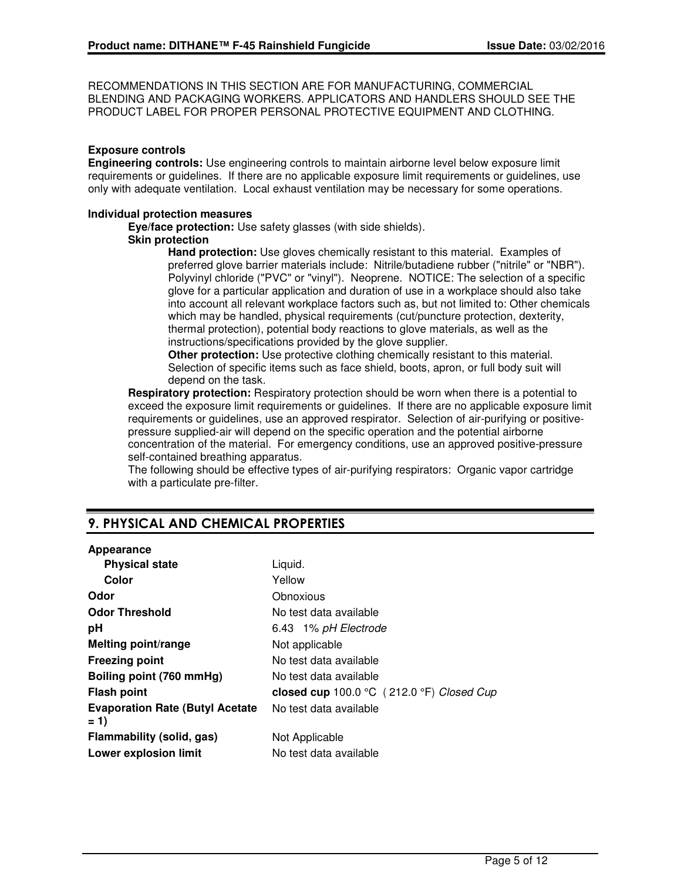RECOMMENDATIONS IN THIS SECTION ARE FOR MANUFACTURING, COMMERCIAL BLENDING AND PACKAGING WORKERS. APPLICATORS AND HANDLERS SHOULD SEE THE PRODUCT LABEL FOR PROPER PERSONAL PROTECTIVE EQUIPMENT AND CLOTHING.

**Exposure controls**

**Engineering controls:** Use engineering controls to maintain airborne level below exposure limit requirements or guidelines. If there are no applicable exposure limit requirements or guidelines, use only with adequate ventilation. Local exhaust ventilation may be necessary for some operations.

**Individual protection measures**

**Eye/face protection:** Use safety glasses (with side shields).

**Skin protection**

**Hand protection:** Use gloves chemically resistant to this material. Examples of preferred glove barrier materials include: Nitrile/butadiene rubber ("nitrile" or "NBR"). Polyvinyl chloride ("PVC" or "vinyl"). Neoprene. NOTICE: The selection of a specific glove for a particular application and duration of use in a workplace should also take into account all relevant workplace factors such as, but not limited to: Other chemicals which may be handled, physical requirements (cut/puncture protection, dexterity, thermal protection), potential body reactions to glove materials, as well as the instructions/specifications provided by the glove supplier.

**Other protection:** Use protective clothing chemically resistant to this material. Selection of specific items such as face shield, boots, apron, or full body suit will depend on the task.

**Respiratory protection:** Respiratory protection should be worn when there is a potential to exceed the exposure limit requirements or guidelines. If there are no applicable exposure limit requirements or guidelines, use an approved respirator. Selection of air-purifying or positive-pressure supplied-air will depend on the specific operation and the potential airborne concentration of the material. For emergency conditions, use an approved positive-pressure self-contained breathing apparatus.

The following should be effective types of air-purifying respirators: Organic vapor cartridge with a particulate pre-filter.

## 9. PHYSICAL AND CHEMICAL PROPERTIES

| Property | Value |
|---|---|
| **Appearance** | |
| **Physical state** | Liquid. |
| **Color** | Yellow |
| **Odor** | Obnoxious |
| **Odor Threshold** | No test data available |
| **pH** | 6.43 1% *pH Electrode* |
| **Melting point/range** | Not applicable |
| **Freezing point** | No test data available |
| **Boiling point (760 mmHg)** | No test data available |
| **Flash point** | **closed cup** 100.0 °C ( 212.0 °F) *Closed Cup* |
| **Evaporation Rate (Butyl Acetate = 1)** | No test data available |
| **Flammability (solid, gas)** | Not Applicable |
| **Lower explosion limit** | No test data available |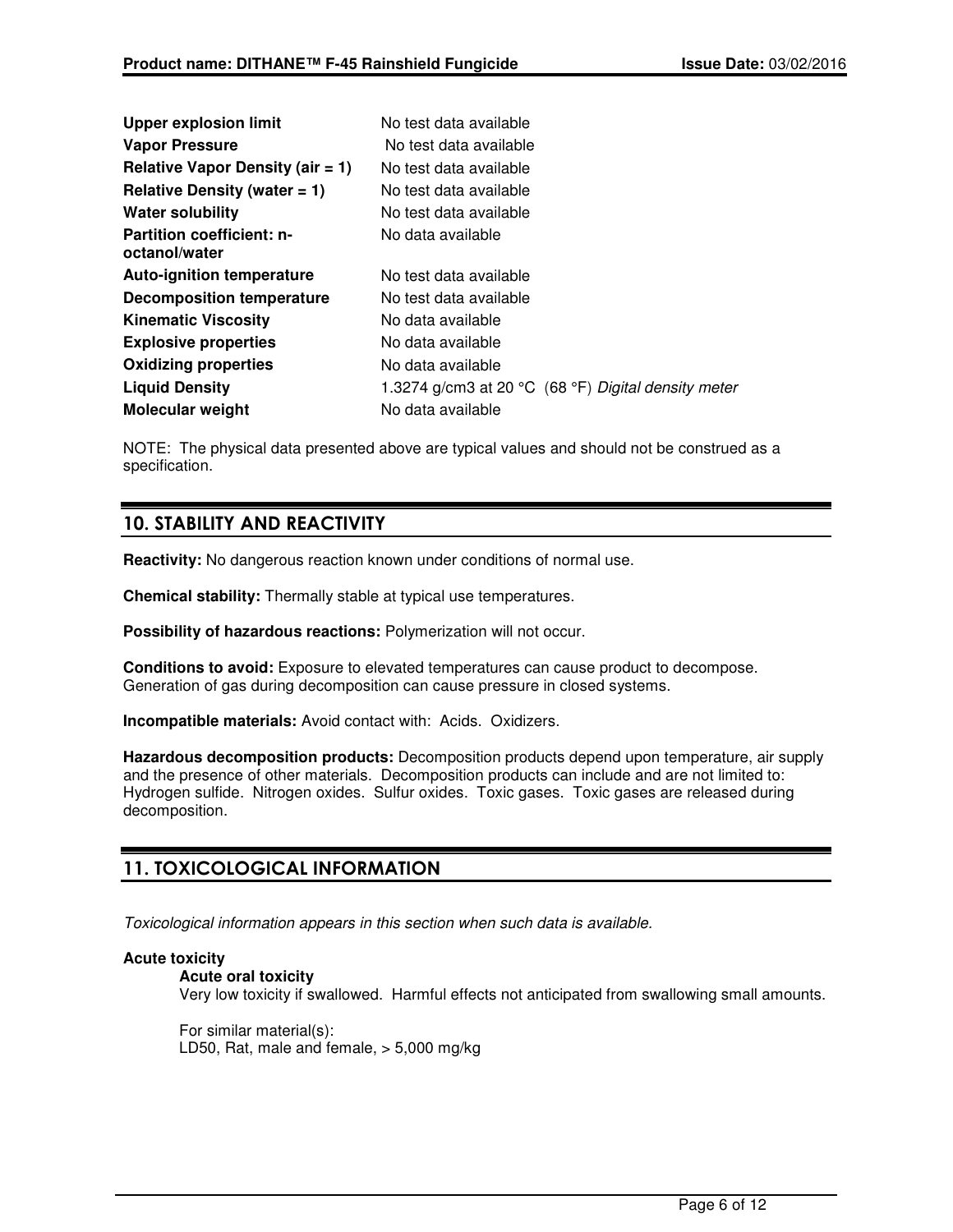| | |
|---|---|
| **Upper explosion limit** | No test data available |
| **Vapor Pressure** | No test data available |
| **Relative Vapor Density (air = 1)** | No test data available |
| **Relative Density (water = 1)** | No test data available |
| **Water solubility** | No test data available |
| **Partition coefficient: n-octanol/water** | No data available |
| **Auto-ignition temperature** | No test data available |
| **Decomposition temperature** | No test data available |
| **Kinematic Viscosity** | No data available |
| **Explosive properties** | No data available |
| **Oxidizing properties** | No data available |
| **Liquid Density** | 1.3274 g/cm3 at 20 °C (68 °F) *Digital density meter* |
| **Molecular weight** | No data available |

NOTE: The physical data presented above are typical values and should not be construed as a specification.

## 10. STABILITY AND REACTIVITY

**Reactivity:** No dangerous reaction known under conditions of normal use.

**Chemical stability:** Thermally stable at typical use temperatures.

**Possibility of hazardous reactions:** Polymerization will not occur.

**Conditions to avoid:** Exposure to elevated temperatures can cause product to decompose. Generation of gas during decomposition can cause pressure in closed systems.

**Incompatible materials:** Avoid contact with: Acids. Oxidizers.

**Hazardous decomposition products:** Decomposition products depend upon temperature, air supply and the presence of other materials. Decomposition products can include and are not limited to: Hydrogen sulfide. Nitrogen oxides. Sulfur oxides. Toxic gases. Toxic gases are released during decomposition.

## 11. TOXICOLOGICAL INFORMATION

*Toxicological information appears in this section when such data is available.*

**Acute toxicity**

**Acute oral toxicity**

Very low toxicity if swallowed. Harmful effects not anticipated from swallowing small amounts.

For similar material(s):
LD50, Rat, male and female, > 5,000 mg/kg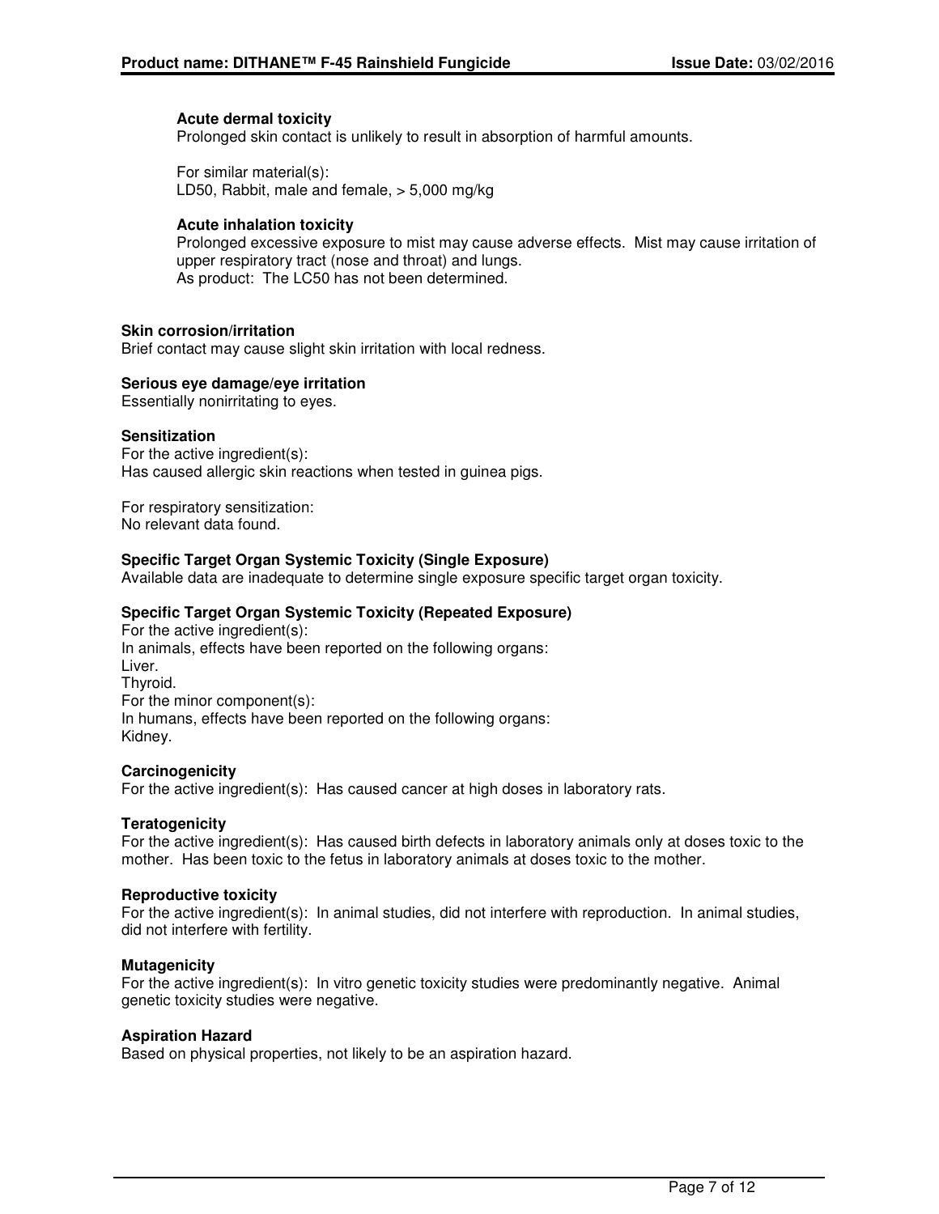#### Acute dermal toxicity

Prolonged skin contact is unlikely to result in absorption of harmful amounts.

For similar material(s):
LD50, Rabbit, male and female, > 5,000 mg/kg

#### Acute inhalation toxicity

Prolonged excessive exposure to mist may cause adverse effects. Mist may cause irritation of upper respiratory tract (nose and throat) and lungs.
As product: The LC50 has not been determined.

### Skin corrosion/irritation

Brief contact may cause slight skin irritation with local redness.

### Serious eye damage/eye irritation

Essentially nonirritating to eyes.

### Sensitization

For the active ingredient(s):
Has caused allergic skin reactions when tested in guinea pigs.

For respiratory sensitization:
No relevant data found.

### Specific Target Organ Systemic Toxicity (Single Exposure)

Available data are inadequate to determine single exposure specific target organ toxicity.

### Specific Target Organ Systemic Toxicity (Repeated Exposure)

For the active ingredient(s):
In animals, effects have been reported on the following organs:
Liver.
Thyroid.
For the minor component(s):
In humans, effects have been reported on the following organs:
Kidney.

### Carcinogenicity

For the active ingredient(s): Has caused cancer at high doses in laboratory rats.

### Teratogenicity

For the active ingredient(s): Has caused birth defects in laboratory animals only at doses toxic to the mother. Has been toxic to the fetus in laboratory animals at doses toxic to the mother.

### Reproductive toxicity

For the active ingredient(s): In animal studies, did not interfere with reproduction. In animal studies, did not interfere with fertility.

### Mutagenicity

For the active ingredient(s): In vitro genetic toxicity studies were predominantly negative. Animal genetic toxicity studies were negative.

### Aspiration Hazard

Based on physical properties, not likely to be an aspiration hazard.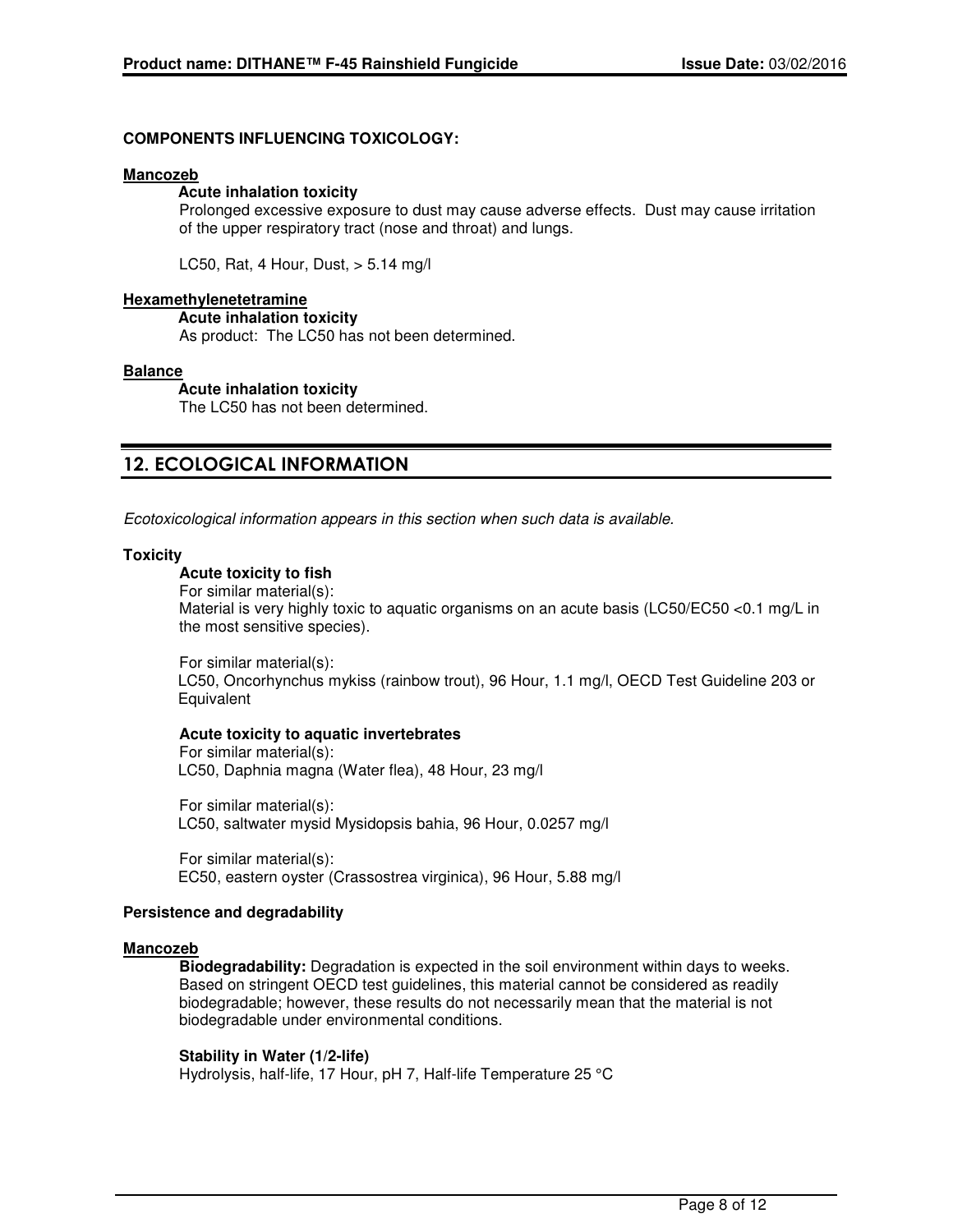**COMPONENTS INFLUENCING TOXICOLOGY:**

**Mancozeb**

**Acute inhalation toxicity**

Prolonged excessive exposure to dust may cause adverse effects. Dust may cause irritation of the upper respiratory tract (nose and throat) and lungs.

LC50, Rat, 4 Hour, Dust, > 5.14 mg/l

**Hexamethylenetetramine**

**Acute inhalation toxicity**

As product: The LC50 has not been determined.

**Balance**

**Acute inhalation toxicity**

The LC50 has not been determined.

## 12. ECOLOGICAL INFORMATION

*Ecotoxicological information appears in this section when such data is available.*

**Toxicity**

**Acute toxicity to fish**

For similar material(s):
Material is very highly toxic to aquatic organisms on an acute basis (LC50/EC50 <0.1 mg/L in the most sensitive species).

For similar material(s):
LC50, Oncorhynchus mykiss (rainbow trout), 96 Hour, 1.1 mg/l, OECD Test Guideline 203 or Equivalent

**Acute toxicity to aquatic invertebrates**

For similar material(s):
LC50, Daphnia magna (Water flea), 48 Hour, 23 mg/l

For similar material(s):
LC50, saltwater mysid Mysidopsis bahia, 96 Hour, 0.0257 mg/l

For similar material(s):
EC50, eastern oyster (Crassostrea virginica), 96 Hour, 5.88 mg/l

**Persistence and degradability**

**Mancozeb**

**Biodegradability:** Degradation is expected in the soil environment within days to weeks. Based on stringent OECD test guidelines, this material cannot be considered as readily biodegradable; however, these results do not necessarily mean that the material is not biodegradable under environmental conditions.

**Stability in Water (1/2-life)**

Hydrolysis, half-life, 17 Hour, pH 7, Half-life Temperature 25 °C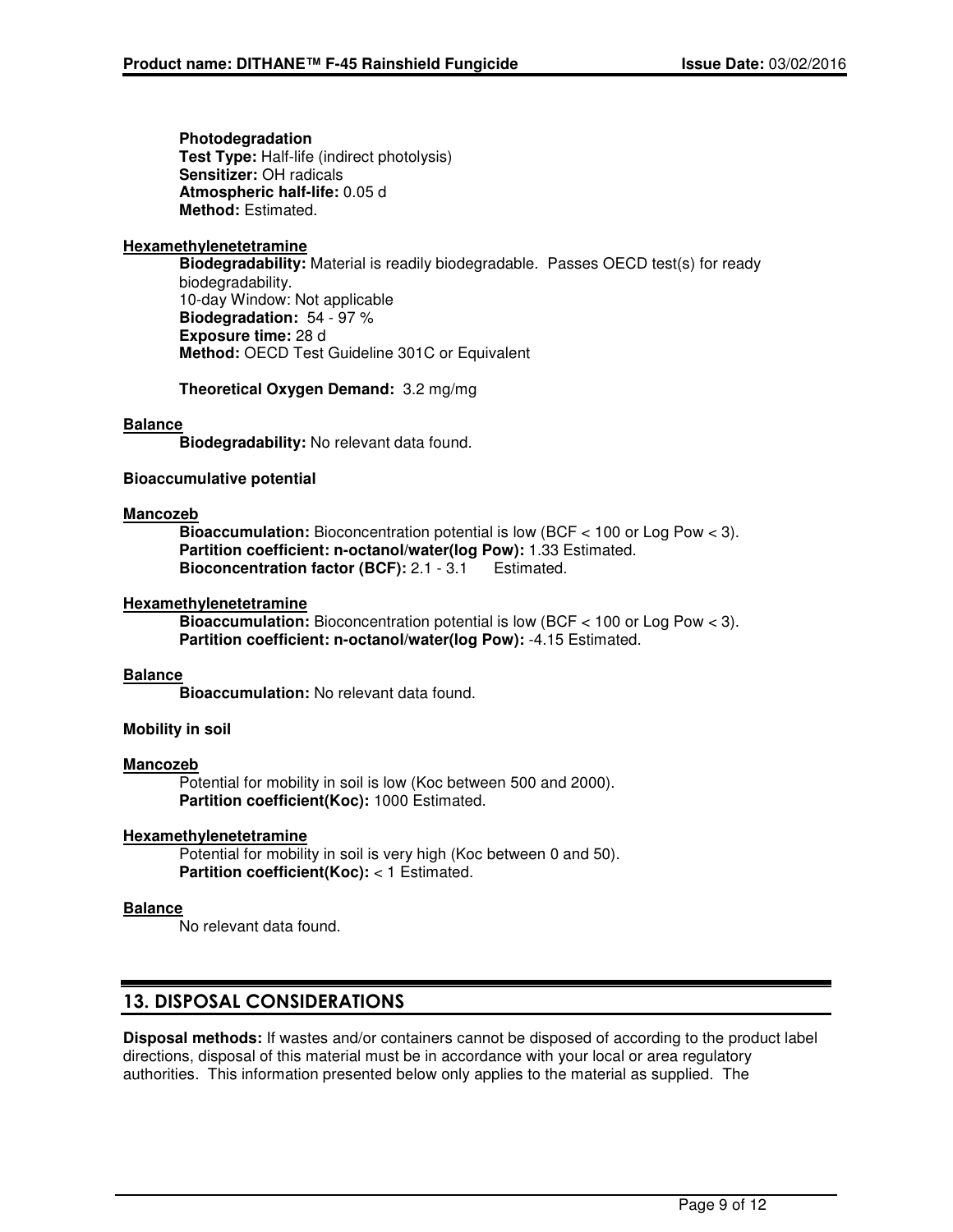**Photodegradation**
**Test Type:** Half-life (indirect photolysis)
**Sensitizer:** OH radicals
**Atmospheric half-life:** 0.05 d
**Method:** Estimated.

**Hexamethylenetetramine**

**Biodegradability:** Material is readily biodegradable. Passes OECD test(s) for ready biodegradability.
10-day Window: Not applicable
**Biodegradation:** 54 - 97 %
**Exposure time:** 28 d
**Method:** OECD Test Guideline 301C or Equivalent

**Theoretical Oxygen Demand:** 3.2 mg/mg

**Balance**

**Biodegradability:** No relevant data found.

**Bioaccumulative potential**

**Mancozeb**

**Bioaccumulation:** Bioconcentration potential is low (BCF < 100 or Log Pow < 3).
**Partition coefficient: n-octanol/water(log Pow):** 1.33 Estimated.
**Bioconcentration factor (BCF):** 2.1 - 3.1 Estimated.

**Hexamethylenetetramine**

**Bioaccumulation:** Bioconcentration potential is low (BCF < 100 or Log Pow < 3).
**Partition coefficient: n-octanol/water(log Pow):** -4.15 Estimated.

**Balance**

**Bioaccumulation:** No relevant data found.

**Mobility in soil**

**Mancozeb**

Potential for mobility in soil is low (Koc between 500 and 2000).
**Partition coefficient(Koc):** 1000 Estimated.

**Hexamethylenetetramine**

Potential for mobility in soil is very high (Koc between 0 and 50).
**Partition coefficient(Koc):** < 1 Estimated.

**Balance**

No relevant data found.

## 13. DISPOSAL CONSIDERATIONS

**Disposal methods:** If wastes and/or containers cannot be disposed of according to the product label directions, disposal of this material must be in accordance with your local or area regulatory authorities. This information presented below only applies to the material as supplied. The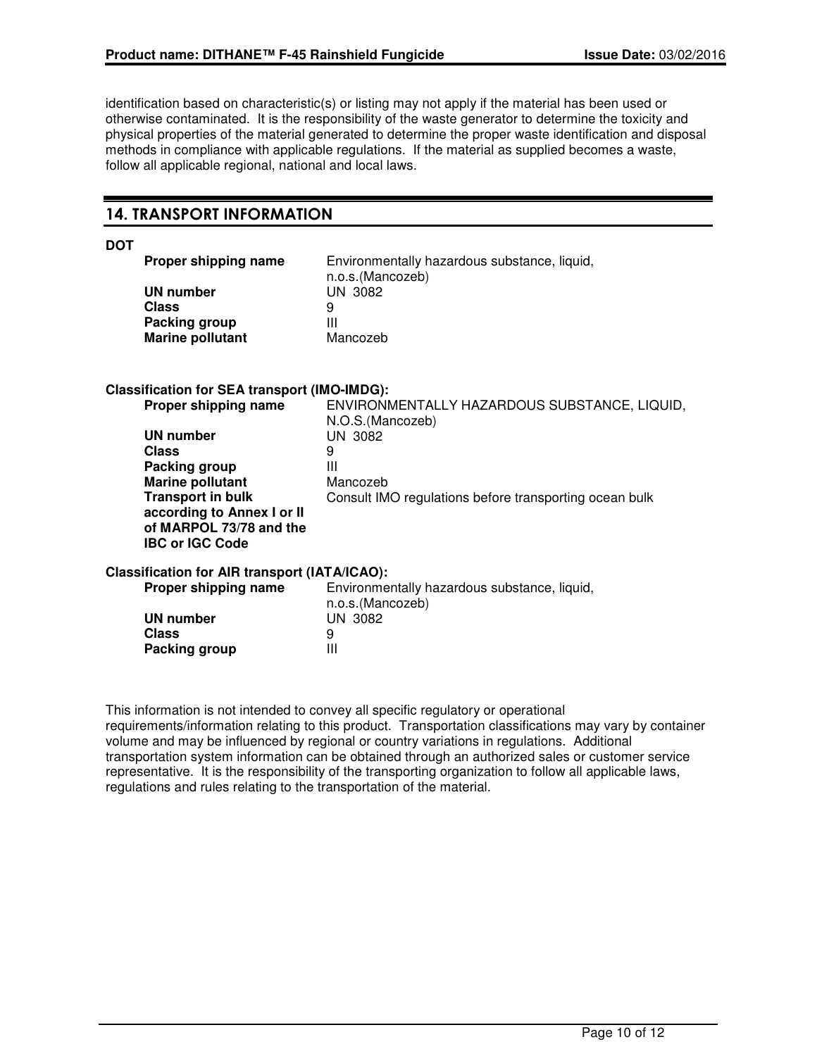identification based on characteristic(s) or listing may not apply if the material has been used or otherwise contaminated. It is the responsibility of the waste generator to determine the toxicity and physical properties of the material generated to determine the proper waste identification and disposal methods in compliance with applicable regulations. If the material as supplied becomes a waste, follow all applicable regional, national and local laws.

## 14. TRANSPORT INFORMATION

**DOT**

| | |
|---|---|
| **Proper shipping name** | Environmentally hazardous substance, liquid, n.o.s.(Mancozeb) |
| **UN number** | UN 3082 |
| **Class** | 9 |
| **Packing group** | III |
| **Marine pollutant** | Mancozeb |

**Classification for SEA transport (IMO-IMDG):**

| | |
|---|---|
| **Proper shipping name** | ENVIRONMENTALLY HAZARDOUS SUBSTANCE, LIQUID, N.O.S.(Mancozeb) |
| **UN number** | UN 3082 |
| **Class** | 9 |
| **Packing group** | III |
| **Marine pollutant** | Mancozeb |
| **Transport in bulk according to Annex I or II of MARPOL 73/78 and the IBC or IGC Code** | Consult IMO regulations before transporting ocean bulk |

**Classification for AIR transport (IATA/ICAO):**

| | |
|---|---|
| **Proper shipping name** | Environmentally hazardous substance, liquid, n.o.s.(Mancozeb) |
| **UN number** | UN 3082 |
| **Class** | 9 |
| **Packing group** | III |

This information is not intended to convey all specific regulatory or operational requirements/information relating to this product. Transportation classifications may vary by container volume and may be influenced by regional or country variations in regulations. Additional transportation system information can be obtained through an authorized sales or customer service representative. It is the responsibility of the transporting organization to follow all applicable laws, regulations and rules relating to the transportation of the material.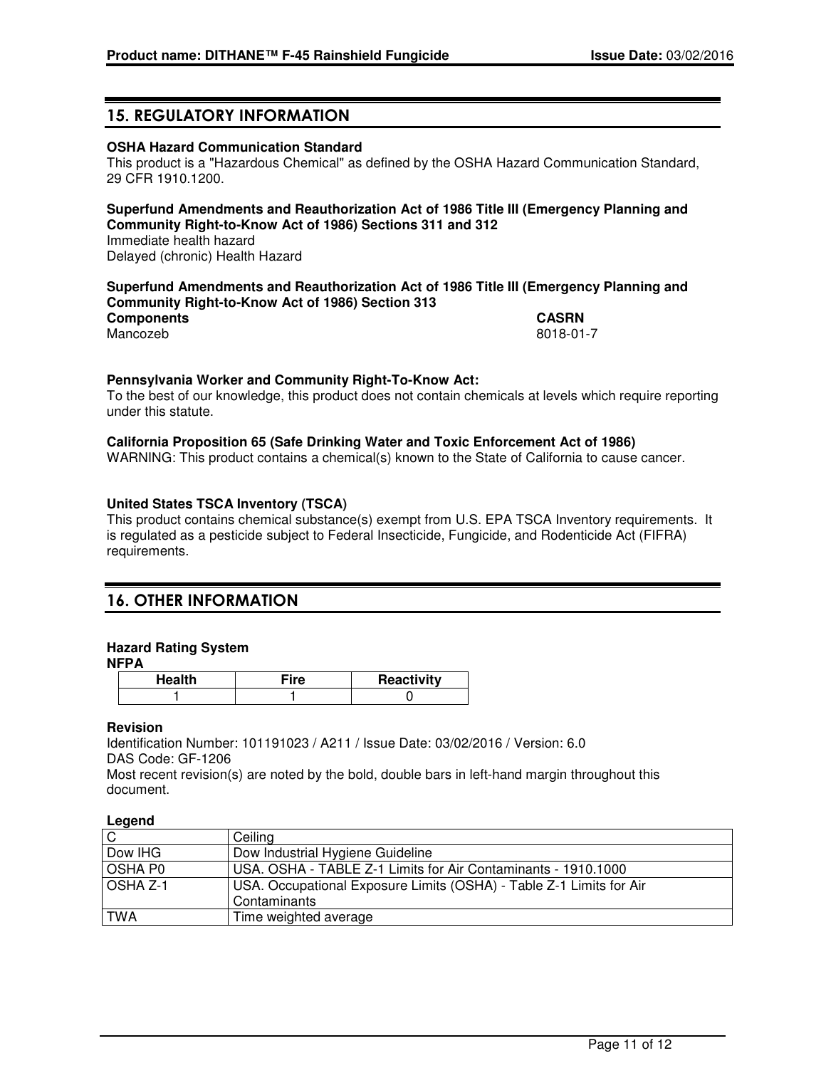## 15. REGULATORY INFORMATION

**OSHA Hazard Communication Standard**
This product is a "Hazardous Chemical" as defined by the OSHA Hazard Communication Standard, 29 CFR 1910.1200.

**Superfund Amendments and Reauthorization Act of 1986 Title III (Emergency Planning and Community Right-to-Know Act of 1986) Sections 311 and 312**
Immediate health hazard
Delayed (chronic) Health Hazard

**Superfund Amendments and Reauthorization Act of 1986 Title III (Emergency Planning and Community Right-to-Know Act of 1986) Section 313**

| **Components** | **CASRN** |
|---|---|
| Mancozeb | 8018-01-7 |

**Pennsylvania Worker and Community Right-To-Know Act:**
To the best of our knowledge, this product does not contain chemicals at levels which require reporting under this statute.

**California Proposition 65 (Safe Drinking Water and Toxic Enforcement Act of 1986)**
WARNING: This product contains a chemical(s) known to the State of California to cause cancer.

**United States TSCA Inventory (TSCA)**
This product contains chemical substance(s) exempt from U.S. EPA TSCA Inventory requirements. It is regulated as a pesticide subject to Federal Insecticide, Fungicide, and Rodenticide Act (FIFRA) requirements.

## 16. OTHER INFORMATION

**Hazard Rating System**
**NFPA**

| Health | Fire | Reactivity |
|---|---|---|
| 1 | 1 | 0 |

**Revision**
Identification Number: 101191023 / A211 / Issue Date: 03/02/2016 / Version: 6.0
DAS Code: GF-1206
Most recent revision(s) are noted by the bold, double bars in left-hand margin throughout this document.

**Legend**

| | |
|---|---|
| C | Ceiling |
| Dow IHG | Dow Industrial Hygiene Guideline |
| OSHA P0 | USA. OSHA - TABLE Z-1 Limits for Air Contaminants - 1910.1000 |
| OSHA Z-1 | USA. Occupational Exposure Limits (OSHA) - Table Z-1 Limits for Air Contaminants |
| TWA | Time weighted average |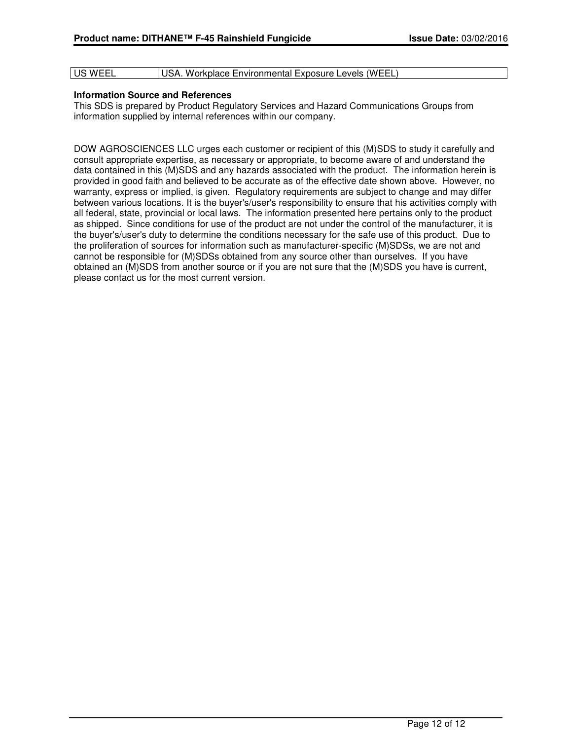| | |
|---|---|
| US WEEL | USA. Workplace Environmental Exposure Levels (WEEL) |

**Information Source and References**
This SDS is prepared by Product Regulatory Services and Hazard Communications Groups from information supplied by internal references within our company.

DOW AGROSCIENCES LLC urges each customer or recipient of this (M)SDS to study it carefully and consult appropriate expertise, as necessary or appropriate, to become aware of and understand the data contained in this (M)SDS and any hazards associated with the product. The information herein is provided in good faith and believed to be accurate as of the effective date shown above. However, no warranty, express or implied, is given. Regulatory requirements are subject to change and may differ between various locations. It is the buyer's/user's responsibility to ensure that his activities comply with all federal, state, provincial or local laws. The information presented here pertains only to the product as shipped. Since conditions for use of the product are not under the control of the manufacturer, it is the buyer's/user's duty to determine the conditions necessary for the safe use of this product. Due to the proliferation of sources for information such as manufacturer-specific (M)SDSs, we are not and cannot be responsible for (M)SDSs obtained from any source other than ourselves. If you have obtained an (M)SDS from another source or if you are not sure that the (M)SDS you have is current, please contact us for the most current version.